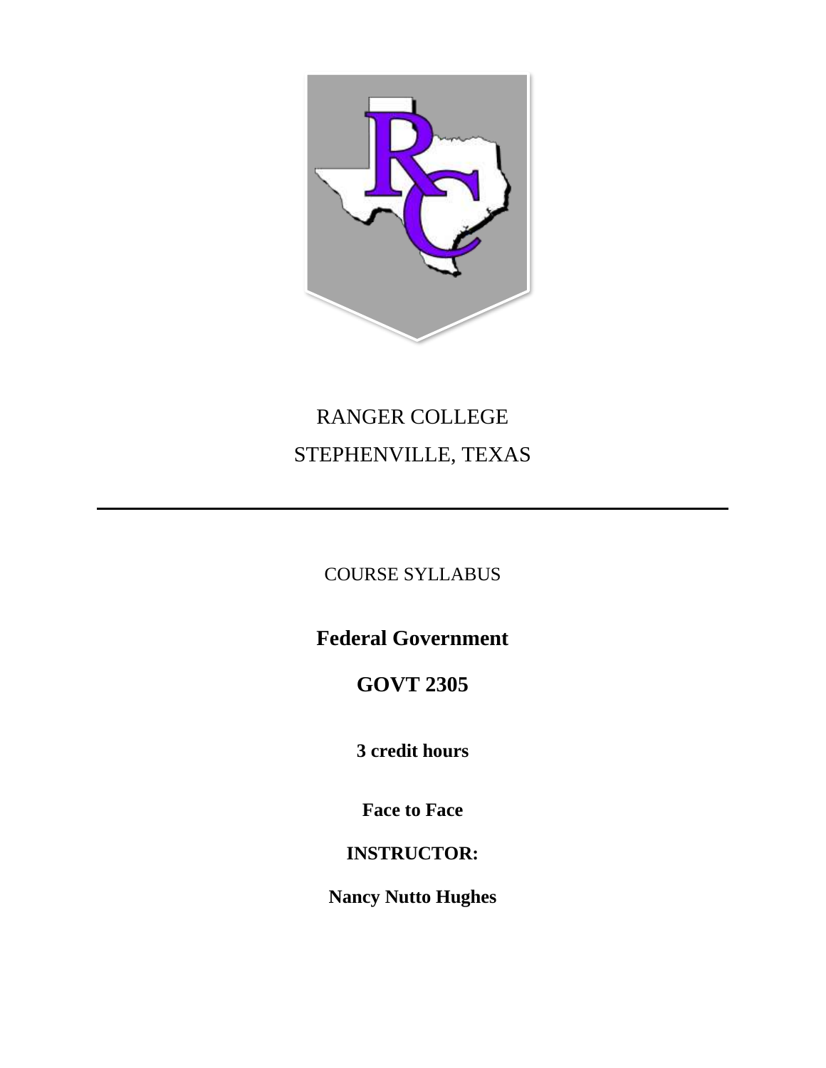RANGER COLLEGE

STEPHENVILLE, TEXAS

---

COURSE SYLLABUS

# Federal Government

# GOVT 2305

**3 credit hours**

**Face to Face**

**INSTRUCTOR:**

**Nancy Nutto Hughes**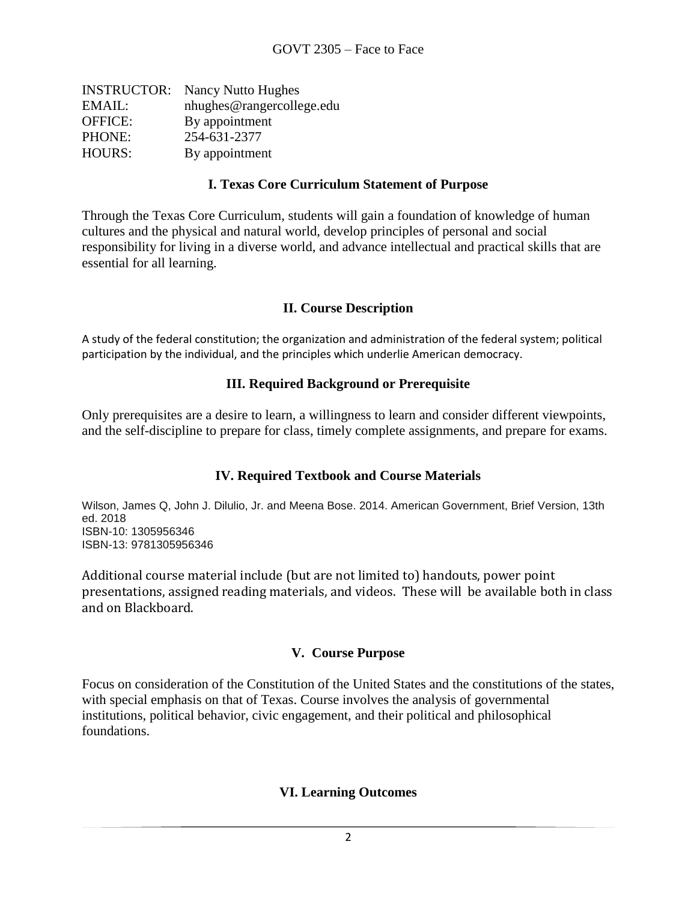GOVT 2305 – Face to Face

INSTRUCTOR: Nancy Nutto Hughes
EMAIL: nhughes@rangercollege.edu
OFFICE: By appointment
PHONE: 254-631-2377
HOURS: By appointment

## I. Texas Core Curriculum Statement of Purpose

Through the Texas Core Curriculum, students will gain a foundation of knowledge of human cultures and the physical and natural world, develop principles of personal and social responsibility for living in a diverse world, and advance intellectual and practical skills that are essential for all learning.

## II. Course Description

A study of the federal constitution; the organization and administration of the federal system; political participation by the individual, and the principles which underlie American democracy.

## III. Required Background or Prerequisite

Only prerequisites are a desire to learn, a willingness to learn and consider different viewpoints, and the self-discipline to prepare for class, timely complete assignments, and prepare for exams.

## IV. Required Textbook and Course Materials

Wilson, James Q, John J. Dilulio, Jr. and Meena Bose. 2014. American Government, Brief Version, 13th ed. 2018
ISBN-10: 1305956346
ISBN-13: 9781305956346

Additional course material include (but are not limited to) handouts, power point presentations, assigned reading materials, and videos. These will be available both in class and on Blackboard.

## V. Course Purpose

Focus on consideration of the Constitution of the United States and the constitutions of the states, with special emphasis on that of Texas. Course involves the analysis of governmental institutions, political behavior, civic engagement, and their political and philosophical foundations.

## VI. Learning Outcomes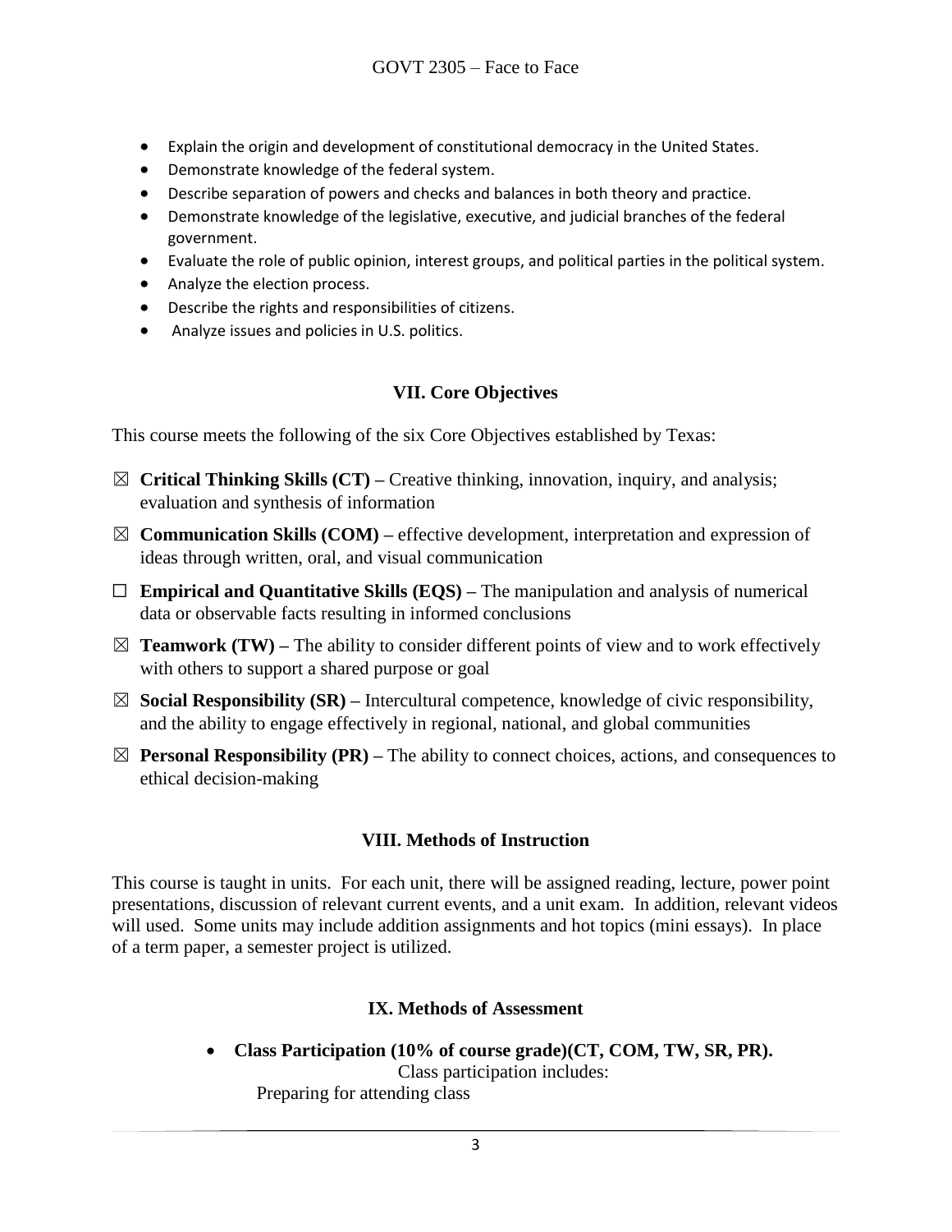- Explain the origin and development of constitutional democracy in the United States.
- Demonstrate knowledge of the federal system.
- Describe separation of powers and checks and balances in both theory and practice.
- Demonstrate knowledge of the legislative, executive, and judicial branches of the federal government.
- Evaluate the role of public opinion, interest groups, and political parties in the political system.
- Analyze the election process.
- Describe the rights and responsibilities of citizens.
- Analyze issues and policies in U.S. politics.

## VII. Core Objectives

This course meets the following of the six Core Objectives established by Texas:

☒ **Critical Thinking Skills (CT) –** Creative thinking, innovation, inquiry, and analysis; evaluation and synthesis of information

☒ **Communication Skills (COM) –** effective development, interpretation and expression of ideas through written, oral, and visual communication

☐ **Empirical and Quantitative Skills (EQS) –** The manipulation and analysis of numerical data or observable facts resulting in informed conclusions

☒ **Teamwork (TW) –** The ability to consider different points of view and to work effectively with others to support a shared purpose or goal

☒ **Social Responsibility (SR) –** Intercultural competence, knowledge of civic responsibility, and the ability to engage effectively in regional, national, and global communities

☒ **Personal Responsibility (PR) –** The ability to connect choices, actions, and consequences to ethical decision-making

## VIII. Methods of Instruction

This course is taught in units. For each unit, there will be assigned reading, lecture, power point presentations, discussion of relevant current events, and a unit exam. In addition, relevant videos will used. Some units may include addition assignments and hot topics (mini essays). In place of a term paper, a semester project is utilized.

## IX. Methods of Assessment

- **Class Participation (10% of course grade)(CT, COM, TW, SR, PR).**
  Class participation includes:
  Preparing for attending class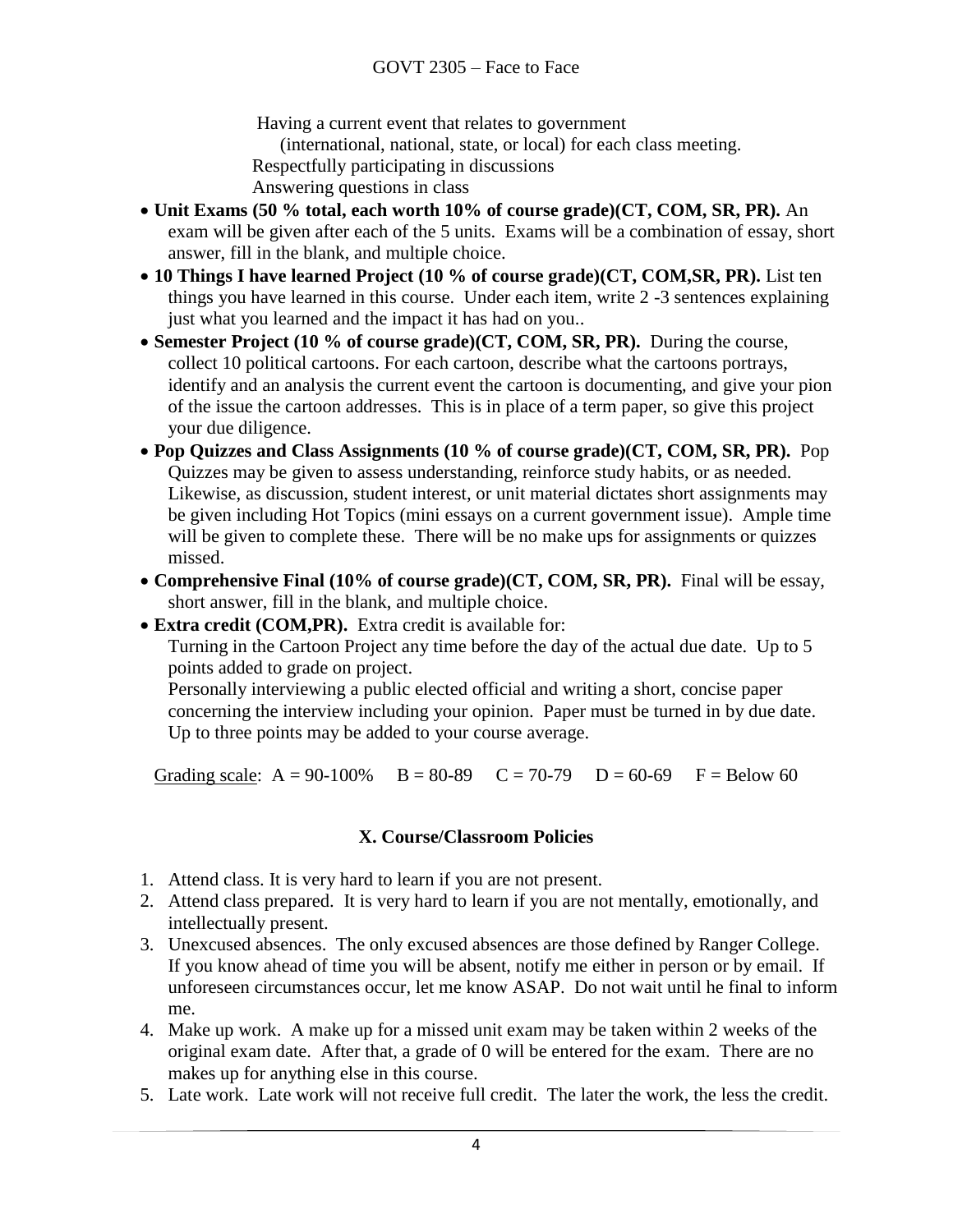Having a current event that relates to government (international, national, state, or local) for each class meeting.
Respectfully participating in discussions
Answering questions in class

- **Unit Exams (50 % total, each worth 10% of course grade)(CT, COM, SR, PR).** An exam will be given after each of the 5 units. Exams will be a combination of essay, short answer, fill in the blank, and multiple choice.
- **10 Things I have learned Project (10 % of course grade)(CT, COM,SR, PR).** List ten things you have learned in this course. Under each item, write 2 -3 sentences explaining just what you learned and the impact it has had on you..
- **Semester Project (10 % of course grade)(CT, COM, SR, PR).** During the course, collect 10 political cartoons. For each cartoon, describe what the cartoons portrays, identify and an analysis the current event the cartoon is documenting, and give your pion of the issue the cartoon addresses. This is in place of a term paper, so give this project your due diligence.
- **Pop Quizzes and Class Assignments (10 % of course grade)(CT, COM, SR, PR).** Pop Quizzes may be given to assess understanding, reinforce study habits, or as needed. Likewise, as discussion, student interest, or unit material dictates short assignments may be given including Hot Topics (mini essays on a current government issue). Ample time will be given to complete these. There will be no make ups for assignments or quizzes missed.
- **Comprehensive Final (10% of course grade)(CT, COM, SR, PR).** Final will be essay, short answer, fill in the blank, and multiple choice.
- **Extra credit (COM,PR).** Extra credit is available for:
  Turning in the Cartoon Project any time before the day of the actual due date. Up to 5 points added to grade on project.
  Personally interviewing a public elected official and writing a short, concise paper concerning the interview including your opinion. Paper must be turned in by due date. Up to three points may be added to your course average.

Grading scale: A = 90-100% B = 80-89 C = 70-79 D = 60-69 F = Below 60

## X. Course/Classroom Policies

1. Attend class. It is very hard to learn if you are not present.
2. Attend class prepared. It is very hard to learn if you are not mentally, emotionally, and intellectually present.
3. Unexcused absences. The only excused absences are those defined by Ranger College. If you know ahead of time you will be absent, notify me either in person or by email. If unforeseen circumstances occur, let me know ASAP. Do not wait until he final to inform me.
4. Make up work. A make up for a missed unit exam may be taken within 2 weeks of the original exam date. After that, a grade of 0 will be entered for the exam. There are no makes up for anything else in this course.
5. Late work. Late work will not receive full credit. The later the work, the less the credit.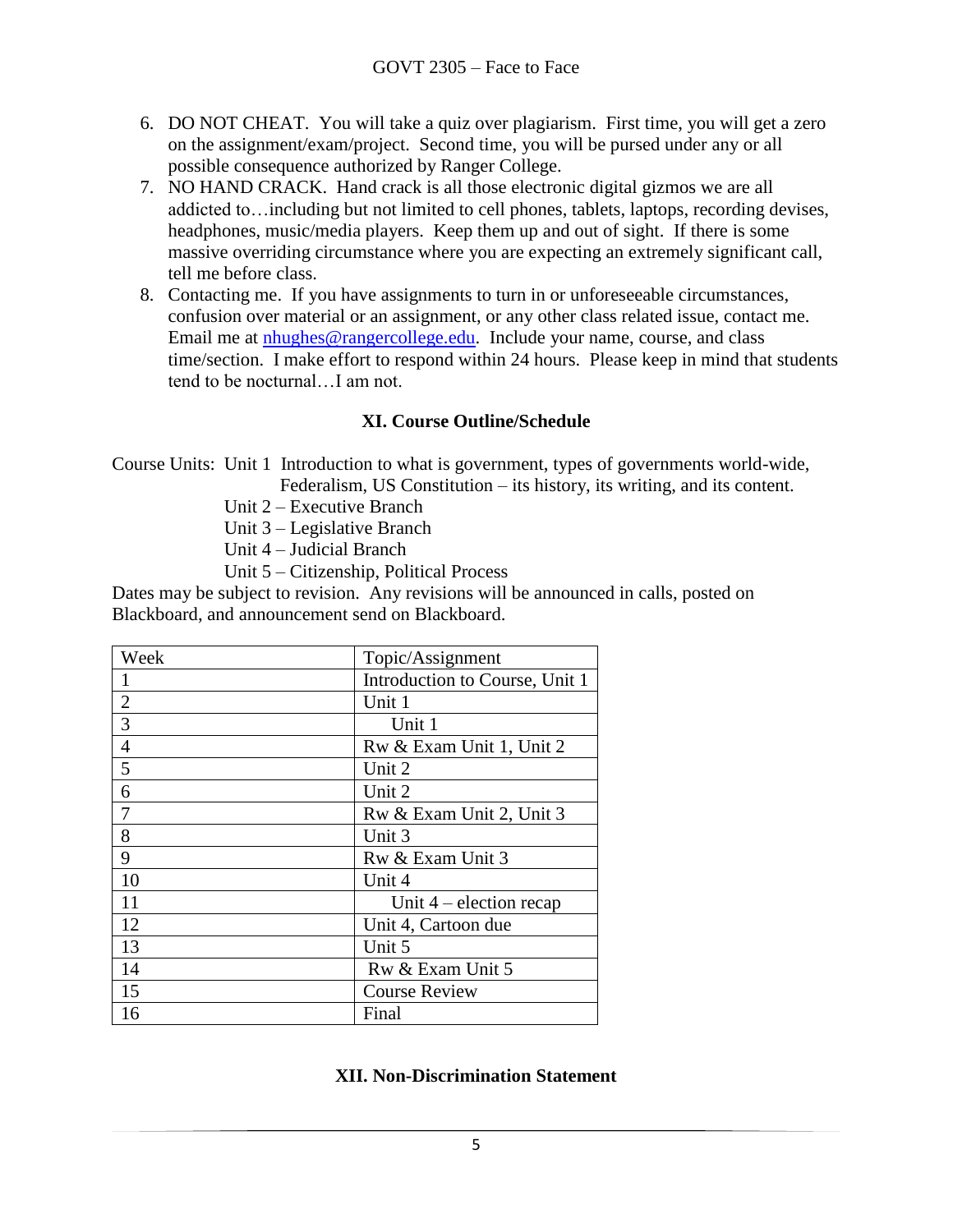6. DO NOT CHEAT. You will take a quiz over plagiarism. First time, you will get a zero on the assignment/exam/project. Second time, you will be pursed under any or all possible consequence authorized by Ranger College.
7. NO HAND CRACK. Hand crack is all those electronic digital gizmos we are all addicted to…including but not limited to cell phones, tablets, laptops, recording devises, headphones, music/media players. Keep them up and out of sight. If there is some massive overriding circumstance where you are expecting an extremely significant call, tell me before class.
8. Contacting me. If you have assignments to turn in or unforeseeable circumstances, confusion over material or an assignment, or any other class related issue, contact me. Email me at nhughes@rangercollege.edu. Include your name, course, and class time/section. I make effort to respond within 24 hours. Please keep in mind that students tend to be nocturnal…I am not.

## XI. Course Outline/Schedule

Course Units: Unit 1 Introduction to what is government, types of governments world-wide, Federalism, US Constitution – its history, its writing, and its content.
Unit 2 – Executive Branch
Unit 3 – Legislative Branch
Unit 4 – Judicial Branch
Unit 5 – Citizenship, Political Process

Dates may be subject to revision. Any revisions will be announced in calls, posted on Blackboard, and announcement send on Blackboard.

| Week | Topic/Assignment |
|---|---|
| 1 | Introduction to Course, Unit 1 |
| 2 | Unit 1 |
| 3 | Unit 1 |
| 4 | Rw & Exam Unit 1, Unit 2 |
| 5 | Unit 2 |
| 6 | Unit 2 |
| 7 | Rw & Exam Unit 2, Unit 3 |
| 8 | Unit 3 |
| 9 | Rw & Exam Unit 3 |
| 10 | Unit 4 |
| 11 | Unit 4 – election recap |
| 12 | Unit 4, Cartoon due |
| 13 | Unit 5 |
| 14 | Rw & Exam Unit 5 |
| 15 | Course Review |
| 16 | Final |

## XII. Non-Discrimination Statement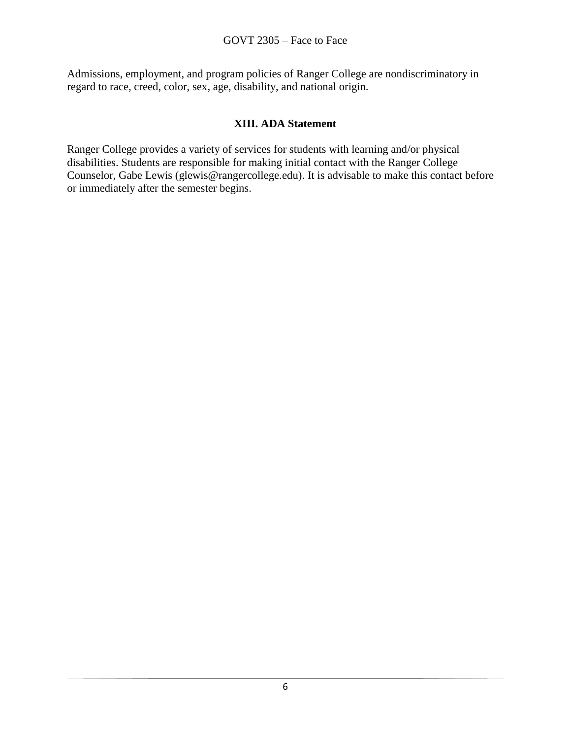Admissions, employment, and program policies of Ranger College are nondiscriminatory in regard to race, creed, color, sex, age, disability, and national origin.

## XIII. ADA Statement

Ranger College provides a variety of services for students with learning and/or physical disabilities. Students are responsible for making initial contact with the Ranger College Counselor, Gabe Lewis (glewis@rangercollege.edu). It is advisable to make this contact before or immediately after the semester begins.